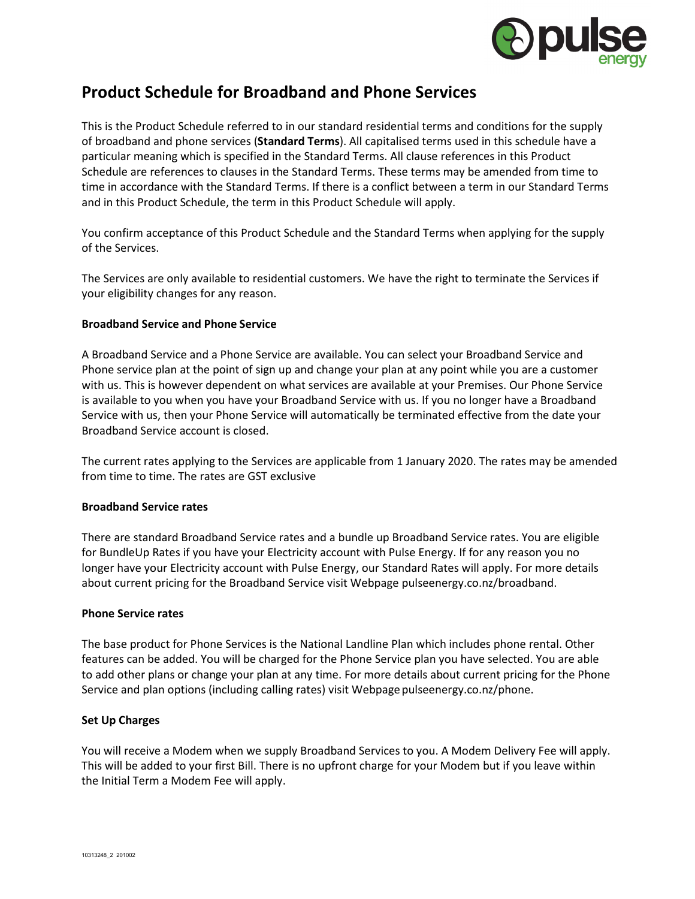# Product Schedule for Broadband and Phone Services

This is the Product Schedule referred to in our standard residential terms and conditions for the supply of broadband and phone services (**Standard Terms**). All capitalised terms used in this schedule have a particular meaning which is specified in the Standard Terms. All clause references in this Product Schedule are references to clauses in the Standard Terms. These terms may be amended from time to time in accordance with the Standard Terms. If there is a conflict between a term in our Standard Terms and in this Product Schedule, the term in this Product Schedule will apply.

You confirm acceptance of this Product Schedule and the Standard Terms when applying for the supply of the Services.

The Services are only available to residential customers. We have the right to terminate the Services if your eligibility changes for any reason.

**Broadband Service and Phone Service**

A Broadband Service and a Phone Service are available. You can select your Broadband Service and Phone service plan at the point of sign up and change your plan at any point while you are a customer with us. This is however dependent on what services are available at your Premises. Our Phone Service is available to you when you have your Broadband Service with us. If you no longer have a Broadband Service with us, then your Phone Service will automatically be terminated effective from the date your Broadband Service account is closed.

The current rates applying to the Services are applicable from 1 January 2020. The rates may be amended from time to time. The rates are GST exclusive

**Broadband Service rates**

There are standard Broadband Service rates and a bundle up Broadband Service rates. You are eligible for BundleUp Rates if you have your Electricity account with Pulse Energy. If for any reason you no longer have your Electricity account with Pulse Energy, our Standard Rates will apply. For more details about current pricing for the Broadband Service visit Webpage pulseenergy.co.nz/broadband.

**Phone Service rates**

The base product for Phone Services is the National Landline Plan which includes phone rental. Other features can be added. You will be charged for the Phone Service plan you have selected. You are able to add other plans or change your plan at any time. For more details about current pricing for the Phone Service and plan options (including calling rates) visit Webpage pulseenergy.co.nz/phone.

**Set Up Charges**

You will receive a Modem when we supply Broadband Services to you. A Modem Delivery Fee will apply. This will be added to your first Bill. There is no upfront charge for your Modem but if you leave within the Initial Term a Modem Fee will apply.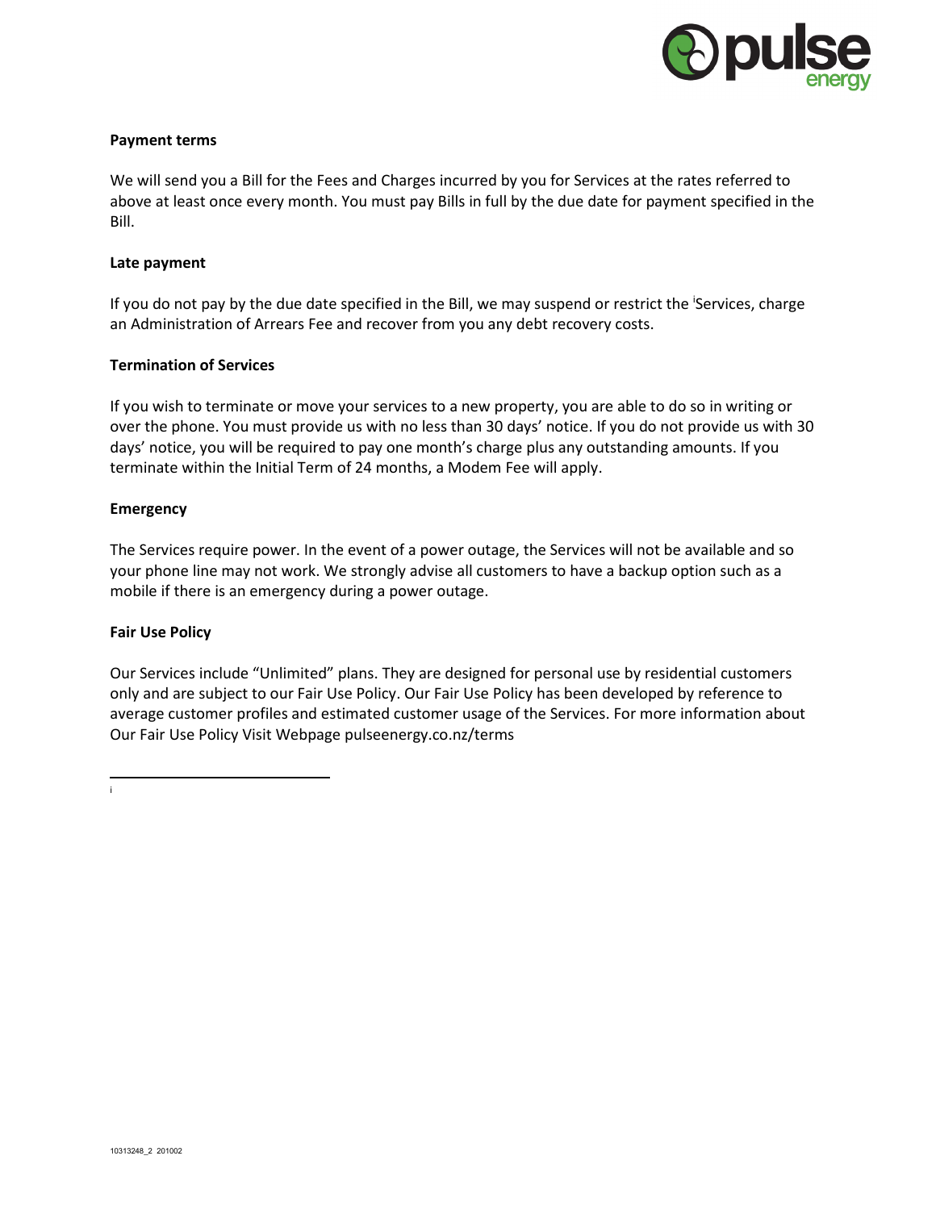**Payment terms**

We will send you a Bill for the Fees and Charges incurred by you for Services at the rates referred to above at least once every month. You must pay Bills in full by the due date for payment specified in the Bill.

**Late payment**

If you do not pay by the due date specified in the Bill, we may suspend or restrict the [i]Services, charge an Administration of Arrears Fee and recover from you any debt recovery costs.

**Termination of Services**

If you wish to terminate or move your services to a new property, you are able to do so in writing or over the phone. You must provide us with no less than 30 days' notice. If you do not provide us with 30 days' notice, you will be required to pay one month's charge plus any outstanding amounts. If you terminate within the Initial Term of 24 months, a Modem Fee will apply.

**Emergency**

The Services require power. In the event of a power outage, the Services will not be available and so your phone line may not work. We strongly advise all customers to have a backup option such as a mobile if there is an emergency during a power outage.

**Fair Use Policy**

Our Services include "Unlimited" plans. They are designed for personal use by residential customers only and are subject to our Fair Use Policy. Our Fair Use Policy has been developed by reference to average customer profiles and estimated customer usage of the Services. For more information about Our Fair Use Policy Visit Webpage pulseenergy.co.nz/terms

---

[i]

10313248_2 201002